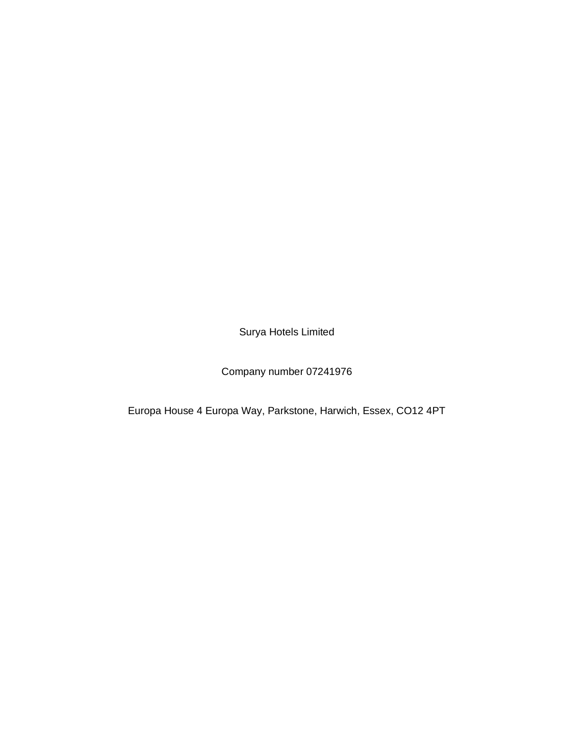Surya Hotels Limited

Company number 07241976

Europa House 4 Europa Way, Parkstone, Harwich, Essex, CO12 4PT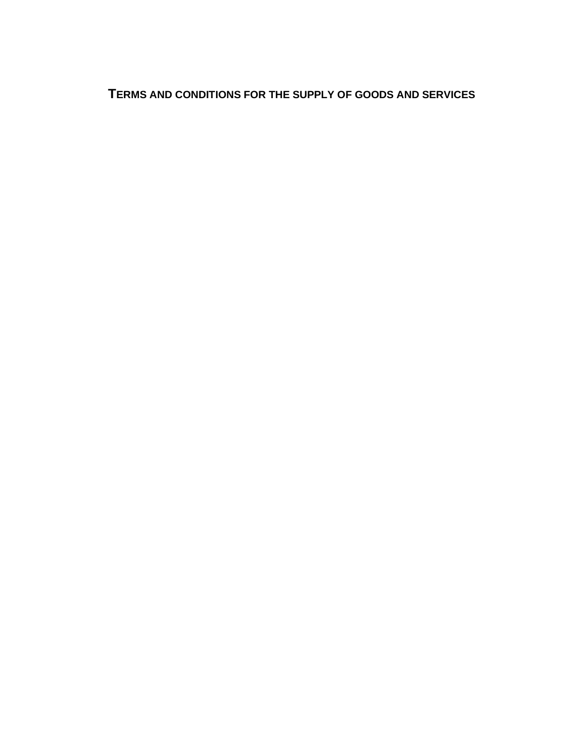# TERMS AND CONDITIONS FOR THE SUPPLY OF GOODS AND SERVICES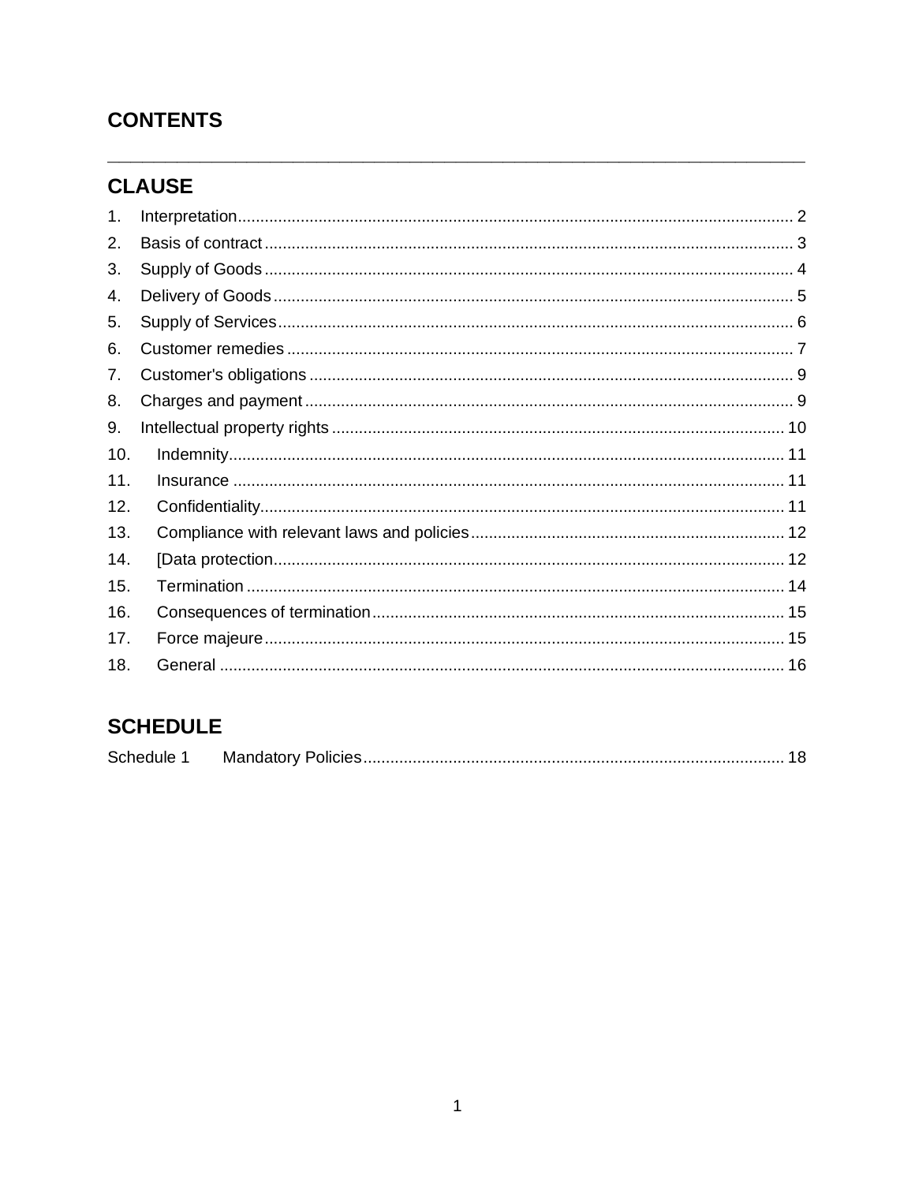# CONTENTS

## CLAUSE

1. Interpretation ........ 2
2. Basis of contract ........ 3
3. Supply of Goods ........ 4
4. Delivery of Goods ........ 5
5. Supply of Services ........ 6
6. Customer remedies ........ 7
7. Customer's obligations ........ 9
8. Charges and payment ........ 9
9. Intellectual property rights ........ 10
10. Indemnity ........ 11
11. Insurance ........ 11
12. Confidentiality ........ 11
13. Compliance with relevant laws and policies ........ 12
14. [Data protection ........ 12
15. Termination ........ 14
16. Consequences of termination ........ 15
17. Force majeure ........ 15
18. General ........ 16

## SCHEDULE

Schedule 1 Mandatory Policies ........ 18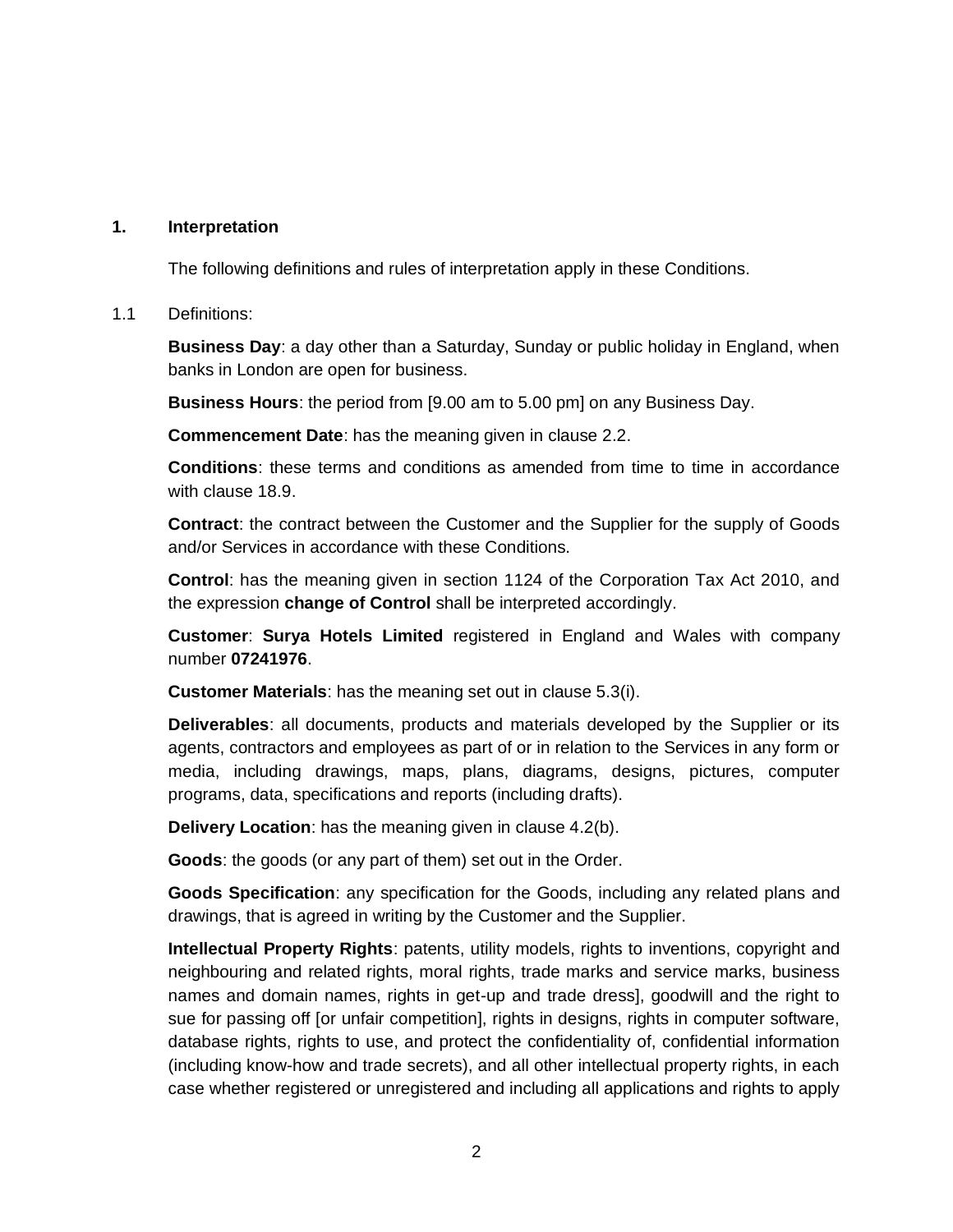## 1. Interpretation

The following definitions and rules of interpretation apply in these Conditions.

1.1 Definitions:

**Business Day**: a day other than a Saturday, Sunday or public holiday in England, when banks in London are open for business.

**Business Hours**: the period from [9.00 am to 5.00 pm] on any Business Day.

**Commencement Date**: has the meaning given in clause 2.2.

**Conditions**: these terms and conditions as amended from time to time in accordance with clause 18.9.

**Contract**: the contract between the Customer and the Supplier for the supply of Goods and/or Services in accordance with these Conditions.

**Control**: has the meaning given in section 1124 of the Corporation Tax Act 2010, and the expression **change of Control** shall be interpreted accordingly.

**Customer**: **Surya Hotels Limited** registered in England and Wales with company number **07241976**.

**Customer Materials**: has the meaning set out in clause 5.3(i).

**Deliverables**: all documents, products and materials developed by the Supplier or its agents, contractors and employees as part of or in relation to the Services in any form or media, including drawings, maps, plans, diagrams, designs, pictures, computer programs, data, specifications and reports (including drafts).

**Delivery Location**: has the meaning given in clause 4.2(b).

**Goods**: the goods (or any part of them) set out in the Order.

**Goods Specification**: any specification for the Goods, including any related plans and drawings, that is agreed in writing by the Customer and the Supplier.

**Intellectual Property Rights**: patents, utility models, rights to inventions, copyright and neighbouring and related rights, moral rights, trade marks and service marks, business names and domain names, rights in get-up and trade dress], goodwill and the right to sue for passing off [or unfair competition], rights in designs, rights in computer software, database rights, rights to use, and protect the confidentiality of, confidential information (including know-how and trade secrets), and all other intellectual property rights, in each case whether registered or unregistered and including all applications and rights to apply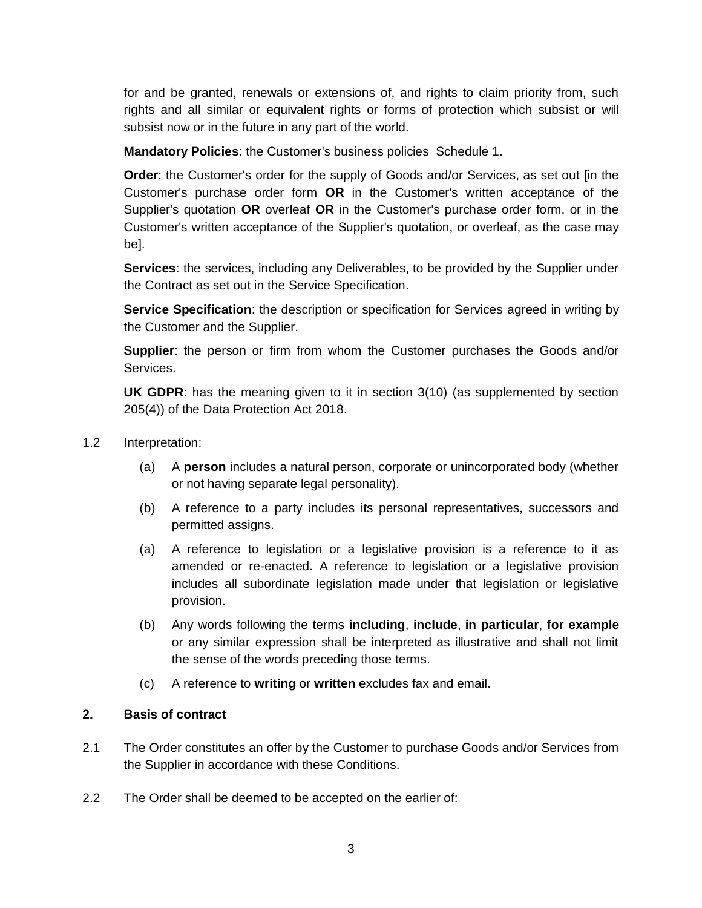for and be granted, renewals or extensions of, and rights to claim priority from, such rights and all similar or equivalent rights or forms of protection which subsist or will subsist now or in the future in any part of the world.

**Mandatory Policies**: the Customer's business policies  Schedule 1.

**Order**: the Customer's order for the supply of Goods and/or Services, as set out [in the Customer's purchase order form **OR** in the Customer's written acceptance of the Supplier's quotation **OR** overleaf **OR** in the Customer's purchase order form, or in the Customer's written acceptance of the Supplier's quotation, or overleaf, as the case may be].

**Services**: the services, including any Deliverables, to be provided by the Supplier under the Contract as set out in the Service Specification.

**Service Specification**: the description or specification for Services agreed in writing by the Customer and the Supplier.

**Supplier**: the person or firm from whom the Customer purchases the Goods and/or Services.

**UK GDPR**: has the meaning given to it in section 3(10) (as supplemented by section 205(4)) of the Data Protection Act 2018.

1.2 Interpretation:

(a) A **person** includes a natural person, corporate or unincorporated body (whether or not having separate legal personality).

(b) A reference to a party includes its personal representatives, successors and permitted assigns.

(a) A reference to legislation or a legislative provision is a reference to it as amended or re-enacted. A reference to legislation or a legislative provision includes all subordinate legislation made under that legislation or legislative provision.

(b) Any words following the terms **including**, **include**, **in particular**, **for example** or any similar expression shall be interpreted as illustrative and shall not limit the sense of the words preceding those terms.

(c) A reference to **writing** or **written** excludes fax and email.

## 2. Basis of contract

2.1 The Order constitutes an offer by the Customer to purchase Goods and/or Services from the Supplier in accordance with these Conditions.

2.2 The Order shall be deemed to be accepted on the earlier of: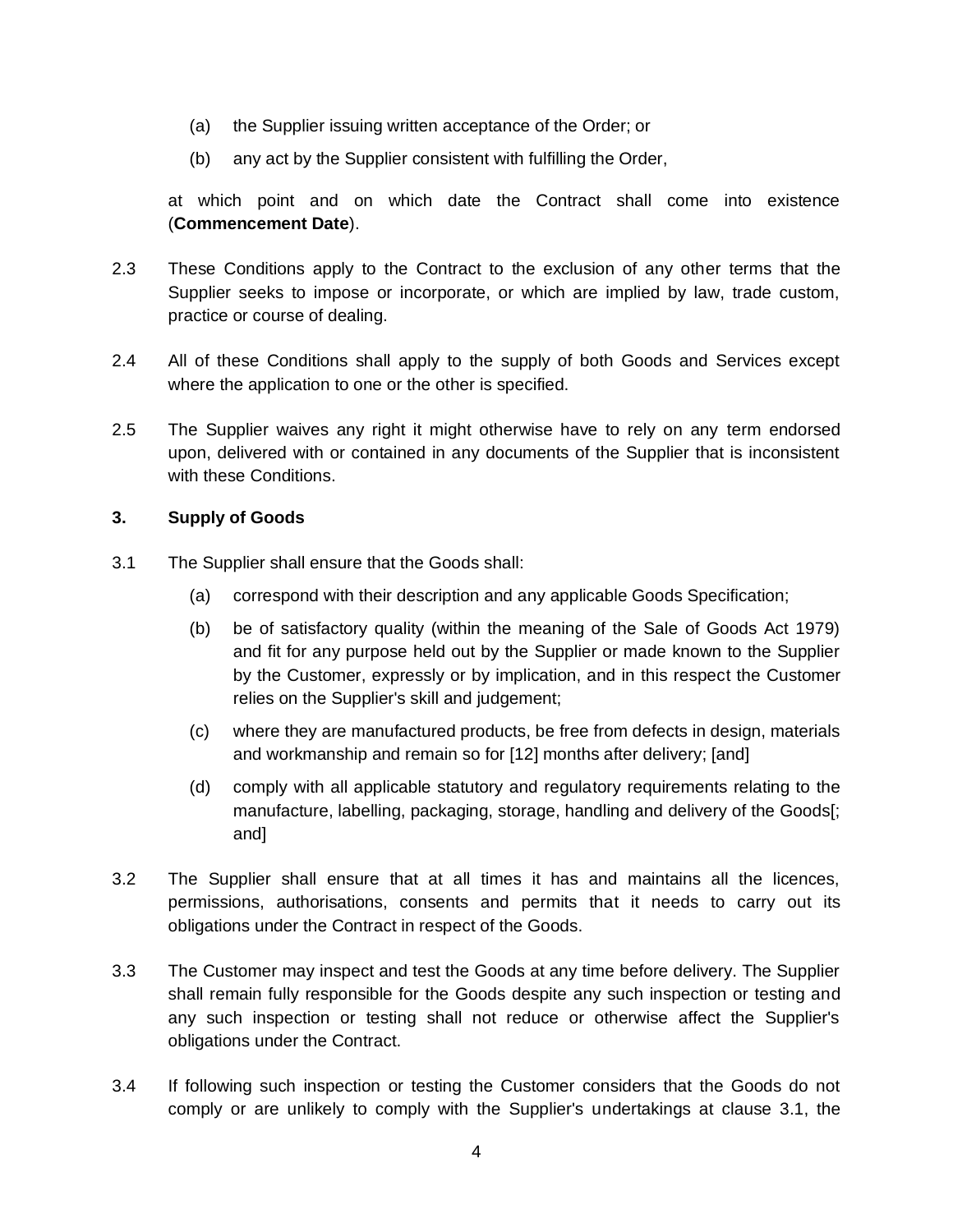(a) the Supplier issuing written acceptance of the Order; or

(b) any act by the Supplier consistent with fulfilling the Order,

at which point and on which date the Contract shall come into existence (**Commencement Date**).

2.3 These Conditions apply to the Contract to the exclusion of any other terms that the Supplier seeks to impose or incorporate, or which are implied by law, trade custom, practice or course of dealing.

2.4 All of these Conditions shall apply to the supply of both Goods and Services except where the application to one or the other is specified.

2.5 The Supplier waives any right it might otherwise have to rely on any term endorsed upon, delivered with or contained in any documents of the Supplier that is inconsistent with these Conditions.

### 3. Supply of Goods

3.1 The Supplier shall ensure that the Goods shall:

(a) correspond with their description and any applicable Goods Specification;

(b) be of satisfactory quality (within the meaning of the Sale of Goods Act 1979) and fit for any purpose held out by the Supplier or made known to the Supplier by the Customer, expressly or by implication, and in this respect the Customer relies on the Supplier's skill and judgement;

(c) where they are manufactured products, be free from defects in design, materials and workmanship and remain so for [12] months after delivery; [and]

(d) comply with all applicable statutory and regulatory requirements relating to the manufacture, labelling, packaging, storage, handling and delivery of the Goods[; and]

3.2 The Supplier shall ensure that at all times it has and maintains all the licences, permissions, authorisations, consents and permits that it needs to carry out its obligations under the Contract in respect of the Goods.

3.3 The Customer may inspect and test the Goods at any time before delivery. The Supplier shall remain fully responsible for the Goods despite any such inspection or testing and any such inspection or testing shall not reduce or otherwise affect the Supplier's obligations under the Contract.

3.4 If following such inspection or testing the Customer considers that the Goods do not comply or are unlikely to comply with the Supplier's undertakings at clause 3.1, the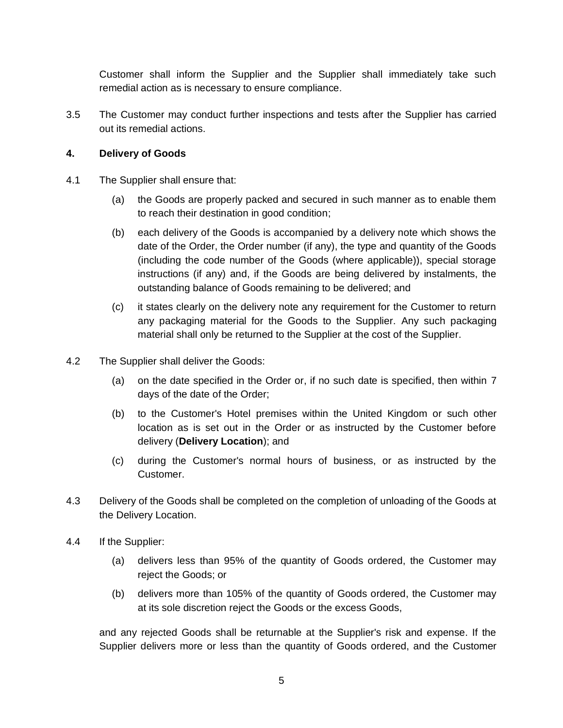Customer shall inform the Supplier and the Supplier shall immediately take such remedial action as is necessary to ensure compliance.

3.5 The Customer may conduct further inspections and tests after the Supplier has carried out its remedial actions.

**4. Delivery of Goods**

4.1 The Supplier shall ensure that:

(a) the Goods are properly packed and secured in such manner as to enable them to reach their destination in good condition;

(b) each delivery of the Goods is accompanied by a delivery note which shows the date of the Order, the Order number (if any), the type and quantity of the Goods (including the code number of the Goods (where applicable)), special storage instructions (if any) and, if the Goods are being delivered by instalments, the outstanding balance of Goods remaining to be delivered; and

(c) it states clearly on the delivery note any requirement for the Customer to return any packaging material for the Goods to the Supplier. Any such packaging material shall only be returned to the Supplier at the cost of the Supplier.

4.2 The Supplier shall deliver the Goods:

(a) on the date specified in the Order or, if no such date is specified, then within 7 days of the date of the Order;

(b) to the Customer's Hotel premises within the United Kingdom or such other location as is set out in the Order or as instructed by the Customer before delivery (**Delivery Location**); and

(c) during the Customer's normal hours of business, or as instructed by the Customer.

4.3 Delivery of the Goods shall be completed on the completion of unloading of the Goods at the Delivery Location.

4.4 If the Supplier:

(a) delivers less than 95% of the quantity of Goods ordered, the Customer may reject the Goods; or

(b) delivers more than 105% of the quantity of Goods ordered, the Customer may at its sole discretion reject the Goods or the excess Goods,

and any rejected Goods shall be returnable at the Supplier's risk and expense. If the Supplier delivers more or less than the quantity of Goods ordered, and the Customer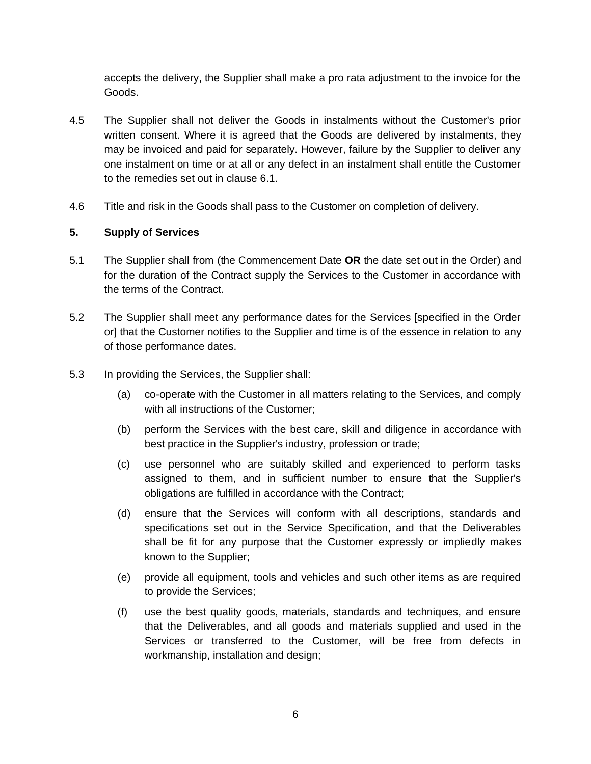accepts the delivery, the Supplier shall make a pro rata adjustment to the invoice for the Goods.

4.5 The Supplier shall not deliver the Goods in instalments without the Customer's prior written consent. Where it is agreed that the Goods are delivered by instalments, they may be invoiced and paid for separately. However, failure by the Supplier to deliver any one instalment on time or at all or any defect in an instalment shall entitle the Customer to the remedies set out in clause 6.1.

4.6 Title and risk in the Goods shall pass to the Customer on completion of delivery.

## 5. Supply of Services

5.1 The Supplier shall from (the Commencement Date **OR** the date set out in the Order) and for the duration of the Contract supply the Services to the Customer in accordance with the terms of the Contract.

5.2 The Supplier shall meet any performance dates for the Services [specified in the Order or] that the Customer notifies to the Supplier and time is of the essence in relation to any of those performance dates.

5.3 In providing the Services, the Supplier shall:

(a) co-operate with the Customer in all matters relating to the Services, and comply with all instructions of the Customer;

(b) perform the Services with the best care, skill and diligence in accordance with best practice in the Supplier's industry, profession or trade;

(c) use personnel who are suitably skilled and experienced to perform tasks assigned to them, and in sufficient number to ensure that the Supplier's obligations are fulfilled in accordance with the Contract;

(d) ensure that the Services will conform with all descriptions, standards and specifications set out in the Service Specification, and that the Deliverables shall be fit for any purpose that the Customer expressly or impliedly makes known to the Supplier;

(e) provide all equipment, tools and vehicles and such other items as are required to provide the Services;

(f) use the best quality goods, materials, standards and techniques, and ensure that the Deliverables, and all goods and materials supplied and used in the Services or transferred to the Customer, will be free from defects in workmanship, installation and design;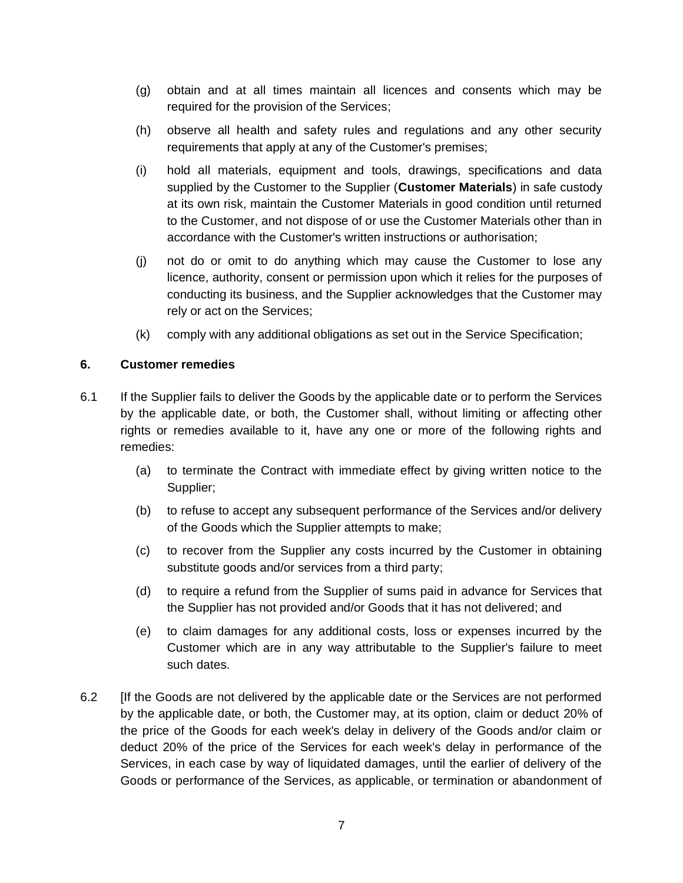(g) obtain and at all times maintain all licences and consents which may be required for the provision of the Services;

(h) observe all health and safety rules and regulations and any other security requirements that apply at any of the Customer's premises;

(i) hold all materials, equipment and tools, drawings, specifications and data supplied by the Customer to the Supplier (**Customer Materials**) in safe custody at its own risk, maintain the Customer Materials in good condition until returned to the Customer, and not dispose of or use the Customer Materials other than in accordance with the Customer's written instructions or authorisation;

(j) not do or omit to do anything which may cause the Customer to lose any licence, authority, consent or permission upon which it relies for the purposes of conducting its business, and the Supplier acknowledges that the Customer may rely or act on the Services;

(k) comply with any additional obligations as set out in the Service Specification;

**6. Customer remedies**

6.1 If the Supplier fails to deliver the Goods by the applicable date or to perform the Services by the applicable date, or both, the Customer shall, without limiting or affecting other rights or remedies available to it, have any one or more of the following rights and remedies:

(a) to terminate the Contract with immediate effect by giving written notice to the Supplier;

(b) to refuse to accept any subsequent performance of the Services and/or delivery of the Goods which the Supplier attempts to make;

(c) to recover from the Supplier any costs incurred by the Customer in obtaining substitute goods and/or services from a third party;

(d) to require a refund from the Supplier of sums paid in advance for Services that the Supplier has not provided and/or Goods that it has not delivered; and

(e) to claim damages for any additional costs, loss or expenses incurred by the Customer which are in any way attributable to the Supplier's failure to meet such dates.

6.2 [If the Goods are not delivered by the applicable date or the Services are not performed by the applicable date, or both, the Customer may, at its option, claim or deduct 20% of the price of the Goods for each week's delay in delivery of the Goods and/or claim or deduct 20% of the price of the Services for each week's delay in performance of the Services, in each case by way of liquidated damages, until the earlier of delivery of the Goods or performance of the Services, as applicable, or termination or abandonment of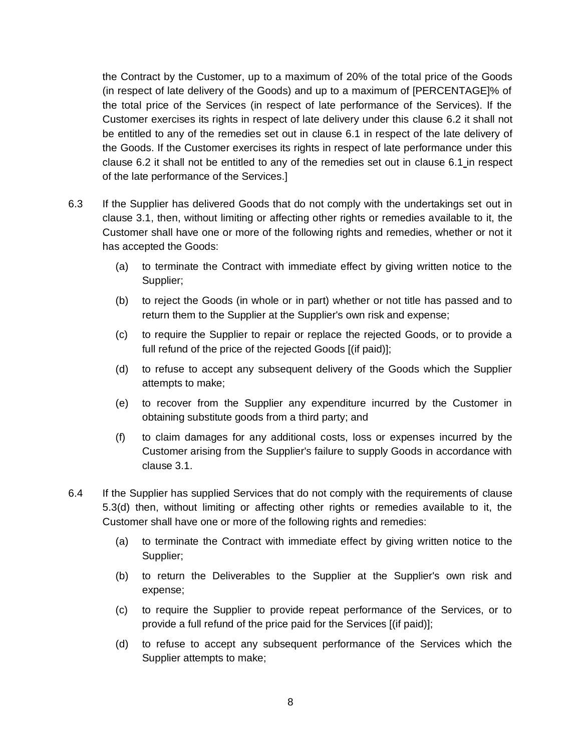the Contract by the Customer, up to a maximum of 20% of the total price of the Goods (in respect of late delivery of the Goods) and up to a maximum of [PERCENTAGE]% of the total price of the Services (in respect of late performance of the Services). If the Customer exercises its rights in respect of late delivery under this clause 6.2 it shall not be entitled to any of the remedies set out in clause 6.1 in respect of the late delivery of the Goods. If the Customer exercises its rights in respect of late performance under this clause 6.2 it shall not be entitled to any of the remedies set out in clause 6.1 in respect of the late performance of the Services.]

6.3 If the Supplier has delivered Goods that do not comply with the undertakings set out in clause 3.1, then, without limiting or affecting other rights or remedies available to it, the Customer shall have one or more of the following rights and remedies, whether or not it has accepted the Goods:

(a) to terminate the Contract with immediate effect by giving written notice to the Supplier;

(b) to reject the Goods (in whole or in part) whether or not title has passed and to return them to the Supplier at the Supplier's own risk and expense;

(c) to require the Supplier to repair or replace the rejected Goods, or to provide a full refund of the price of the rejected Goods [(if paid)];

(d) to refuse to accept any subsequent delivery of the Goods which the Supplier attempts to make;

(e) to recover from the Supplier any expenditure incurred by the Customer in obtaining substitute goods from a third party; and

(f) to claim damages for any additional costs, loss or expenses incurred by the Customer arising from the Supplier's failure to supply Goods in accordance with clause 3.1.

6.4 If the Supplier has supplied Services that do not comply with the requirements of clause 5.3(d) then, without limiting or affecting other rights or remedies available to it, the Customer shall have one or more of the following rights and remedies:

(a) to terminate the Contract with immediate effect by giving written notice to the Supplier;

(b) to return the Deliverables to the Supplier at the Supplier's own risk and expense;

(c) to require the Supplier to provide repeat performance of the Services, or to provide a full refund of the price paid for the Services [(if paid)];

(d) to refuse to accept any subsequent performance of the Services which the Supplier attempts to make;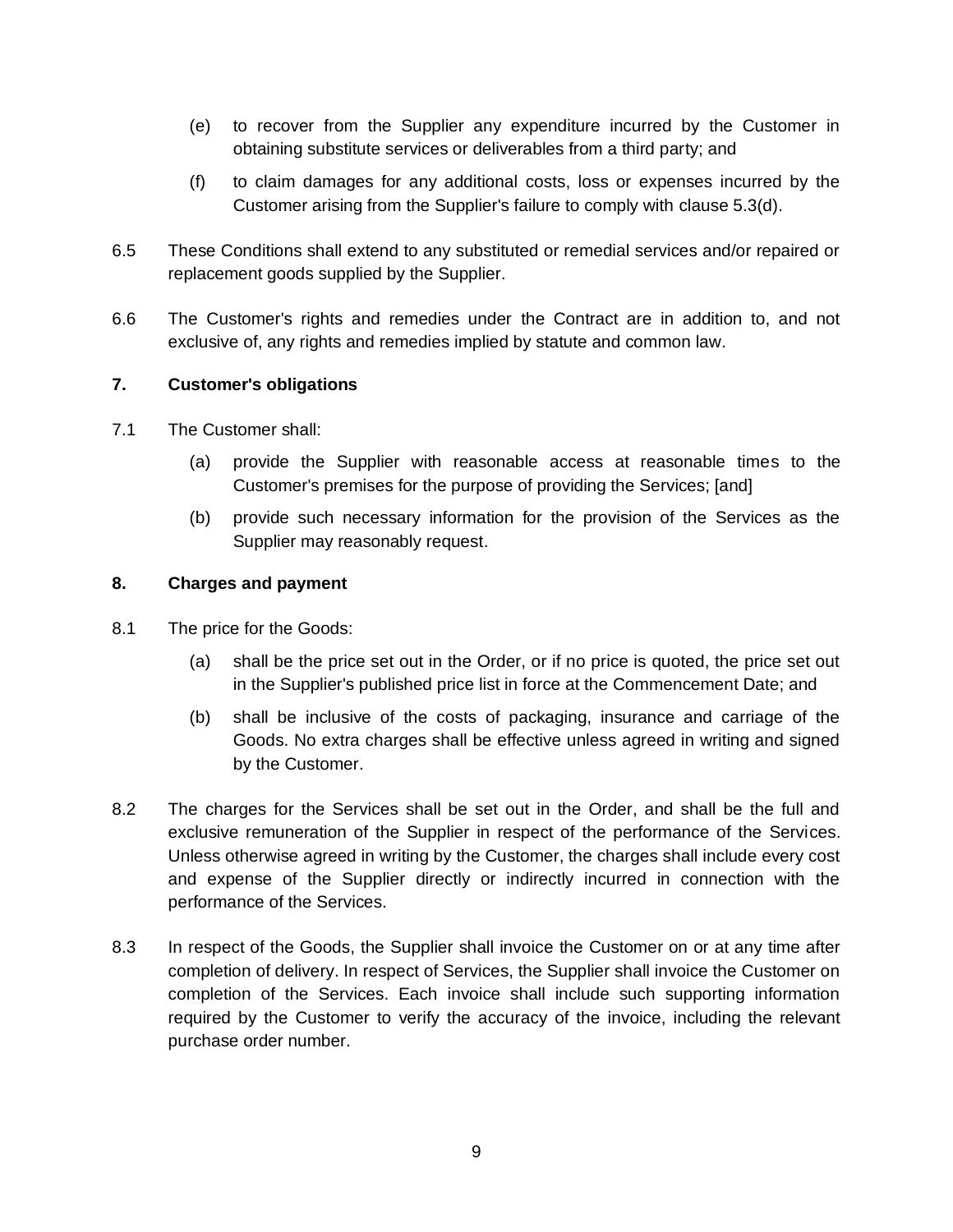(e) to recover from the Supplier any expenditure incurred by the Customer in obtaining substitute services or deliverables from a third party; and

(f) to claim damages for any additional costs, loss or expenses incurred by the Customer arising from the Supplier's failure to comply with clause 5.3(d).

6.5 These Conditions shall extend to any substituted or remedial services and/or repaired or replacement goods supplied by the Supplier.

6.6 The Customer's rights and remedies under the Contract are in addition to, and not exclusive of, any rights and remedies implied by statute and common law.

## 7. Customer's obligations

7.1 The Customer shall:

(a) provide the Supplier with reasonable access at reasonable times to the Customer's premises for the purpose of providing the Services; [and]

(b) provide such necessary information for the provision of the Services as the Supplier may reasonably request.

## 8. Charges and payment

8.1 The price for the Goods:

(a) shall be the price set out in the Order, or if no price is quoted, the price set out in the Supplier's published price list in force at the Commencement Date; and

(b) shall be inclusive of the costs of packaging, insurance and carriage of the Goods. No extra charges shall be effective unless agreed in writing and signed by the Customer.

8.2 The charges for the Services shall be set out in the Order, and shall be the full and exclusive remuneration of the Supplier in respect of the performance of the Services. Unless otherwise agreed in writing by the Customer, the charges shall include every cost and expense of the Supplier directly or indirectly incurred in connection with the performance of the Services.

8.3 In respect of the Goods, the Supplier shall invoice the Customer on or at any time after completion of delivery. In respect of Services, the Supplier shall invoice the Customer on completion of the Services. Each invoice shall include such supporting information required by the Customer to verify the accuracy of the invoice, including the relevant purchase order number.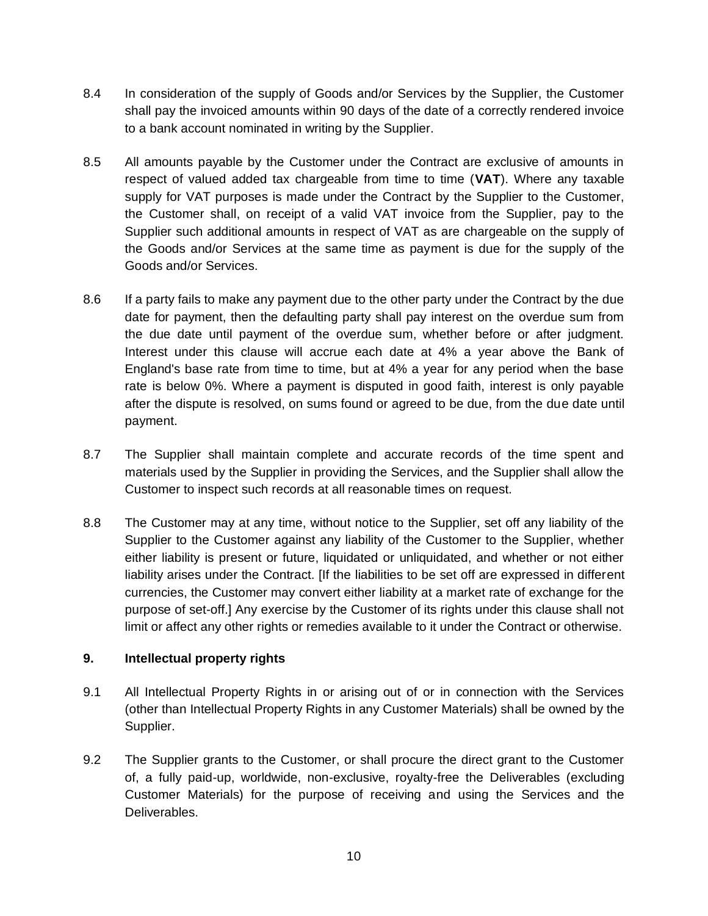8.4 In consideration of the supply of Goods and/or Services by the Supplier, the Customer shall pay the invoiced amounts within 90 days of the date of a correctly rendered invoice to a bank account nominated in writing by the Supplier.

8.5 All amounts payable by the Customer under the Contract are exclusive of amounts in respect of valued added tax chargeable from time to time (**VAT**). Where any taxable supply for VAT purposes is made under the Contract by the Supplier to the Customer, the Customer shall, on receipt of a valid VAT invoice from the Supplier, pay to the Supplier such additional amounts in respect of VAT as are chargeable on the supply of the Goods and/or Services at the same time as payment is due for the supply of the Goods and/or Services.

8.6 If a party fails to make any payment due to the other party under the Contract by the due date for payment, then the defaulting party shall pay interest on the overdue sum from the due date until payment of the overdue sum, whether before or after judgment. Interest under this clause will accrue each date at 4% a year above the Bank of England's base rate from time to time, but at 4% a year for any period when the base rate is below 0%. Where a payment is disputed in good faith, interest is only payable after the dispute is resolved, on sums found or agreed to be due, from the due date until payment.

8.7 The Supplier shall maintain complete and accurate records of the time spent and materials used by the Supplier in providing the Services, and the Supplier shall allow the Customer to inspect such records at all reasonable times on request.

8.8 The Customer may at any time, without notice to the Supplier, set off any liability of the Supplier to the Customer against any liability of the Customer to the Supplier, whether either liability is present or future, liquidated or unliquidated, and whether or not either liability arises under the Contract. [If the liabilities to be set off are expressed in different currencies, the Customer may convert either liability at a market rate of exchange for the purpose of set-off.] Any exercise by the Customer of its rights under this clause shall not limit or affect any other rights or remedies available to it under the Contract or otherwise.

## 9. Intellectual property rights

9.1 All Intellectual Property Rights in or arising out of or in connection with the Services (other than Intellectual Property Rights in any Customer Materials) shall be owned by the Supplier.

9.2 The Supplier grants to the Customer, or shall procure the direct grant to the Customer of, a fully paid-up, worldwide, non-exclusive, royalty-free the Deliverables (excluding Customer Materials) for the purpose of receiving and using the Services and the Deliverables.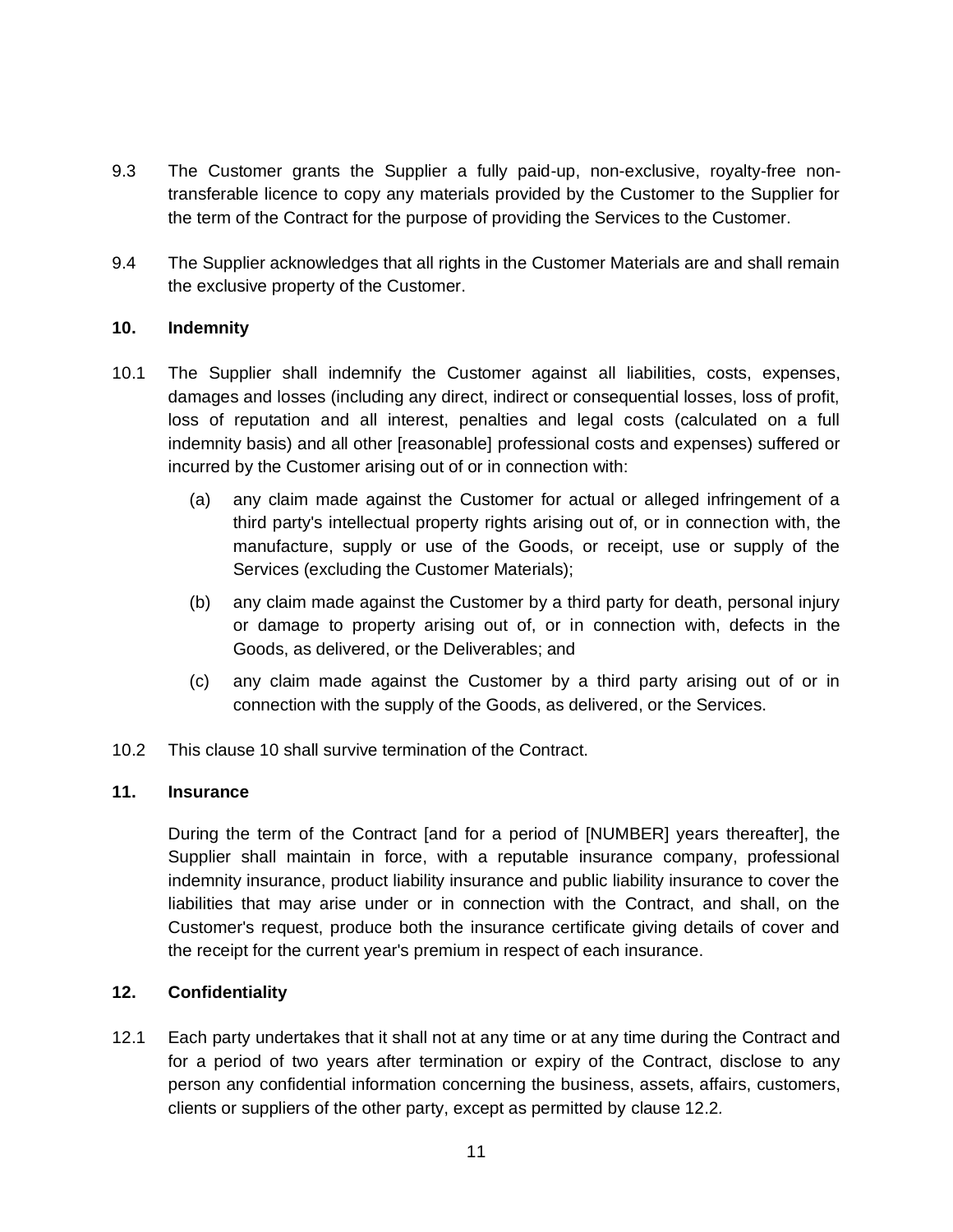9.3 The Customer grants the Supplier a fully paid-up, non-exclusive, royalty-free non-transferable licence to copy any materials provided by the Customer to the Supplier for the term of the Contract for the purpose of providing the Services to the Customer.

9.4 The Supplier acknowledges that all rights in the Customer Materials are and shall remain the exclusive property of the Customer.

**10. Indemnity**

10.1 The Supplier shall indemnify the Customer against all liabilities, costs, expenses, damages and losses (including any direct, indirect or consequential losses, loss of profit, loss of reputation and all interest, penalties and legal costs (calculated on a full indemnity basis) and all other [reasonable] professional costs and expenses) suffered or incurred by the Customer arising out of or in connection with:

(a) any claim made against the Customer for actual or alleged infringement of a third party's intellectual property rights arising out of, or in connection with, the manufacture, supply or use of the Goods, or receipt, use or supply of the Services (excluding the Customer Materials);

(b) any claim made against the Customer by a third party for death, personal injury or damage to property arising out of, or in connection with, defects in the Goods, as delivered, or the Deliverables; and

(c) any claim made against the Customer by a third party arising out of or in connection with the supply of the Goods, as delivered, or the Services.

10.2 This clause 10 shall survive termination of the Contract.

**11. Insurance**

During the term of the Contract [and for a period of [NUMBER] years thereafter], the Supplier shall maintain in force, with a reputable insurance company, professional indemnity insurance, product liability insurance and public liability insurance to cover the liabilities that may arise under or in connection with the Contract, and shall, on the Customer's request, produce both the insurance certificate giving details of cover and the receipt for the current year's premium in respect of each insurance.

**12. Confidentiality**

12.1 Each party undertakes that it shall not at any time or at any time during the Contract and for a period of two years after termination or expiry of the Contract, disclose to any person any confidential information concerning the business, assets, affairs, customers, clients or suppliers of the other party, except as permitted by clause 12.2.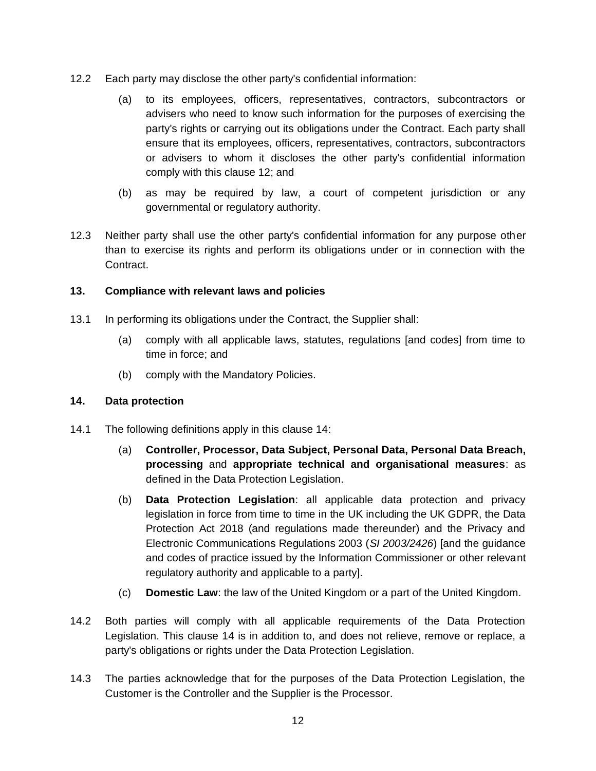12.2 Each party may disclose the other party's confidential information:

(a) to its employees, officers, representatives, contractors, subcontractors or advisers who need to know such information for the purposes of exercising the party's rights or carrying out its obligations under the Contract. Each party shall ensure that its employees, officers, representatives, contractors, subcontractors or advisers to whom it discloses the other party's confidential information comply with this clause 12; and

(b) as may be required by law, a court of competent jurisdiction or any governmental or regulatory authority.

12.3 Neither party shall use the other party's confidential information for any purpose other than to exercise its rights and perform its obligations under or in connection with the Contract.

**13. Compliance with relevant laws and policies**

13.1 In performing its obligations under the Contract, the Supplier shall:

(a) comply with all applicable laws, statutes, regulations [and codes] from time to time in force; and

(b) comply with the Mandatory Policies.

**14. Data protection**

14.1 The following definitions apply in this clause 14:

(a) **Controller, Processor, Data Subject, Personal Data, Personal Data Breach, processing** and **appropriate technical and organisational measures**: as defined in the Data Protection Legislation.

(b) **Data Protection Legislation**: all applicable data protection and privacy legislation in force from time to time in the UK including the UK GDPR, the Data Protection Act 2018 (and regulations made thereunder) and the Privacy and Electronic Communications Regulations 2003 (*SI 2003/2426*) [and the guidance and codes of practice issued by the Information Commissioner or other relevant regulatory authority and applicable to a party].

(c) **Domestic Law**: the law of the United Kingdom or a part of the United Kingdom.

14.2 Both parties will comply with all applicable requirements of the Data Protection Legislation. This clause 14 is in addition to, and does not relieve, remove or replace, a party's obligations or rights under the Data Protection Legislation.

14.3 The parties acknowledge that for the purposes of the Data Protection Legislation, the Customer is the Controller and the Supplier is the Processor.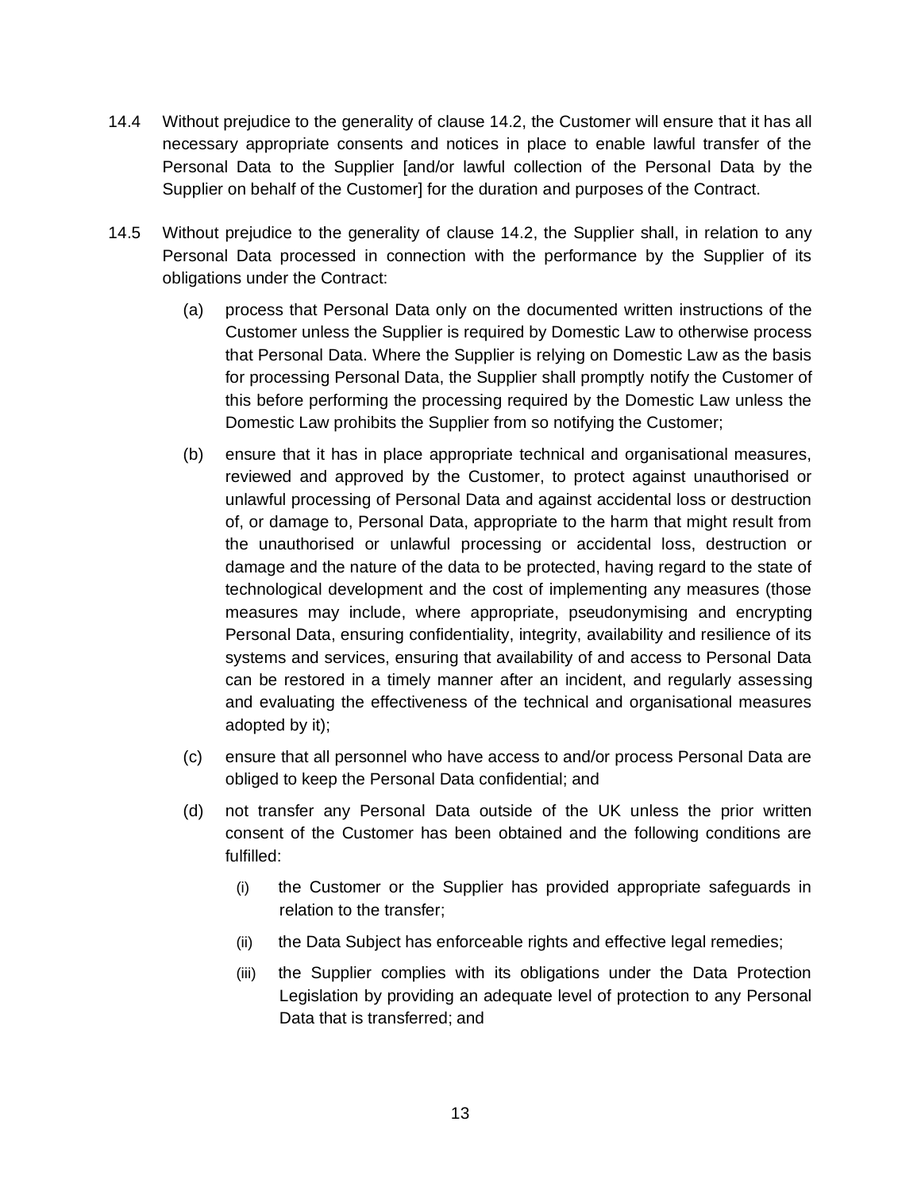14.4 Without prejudice to the generality of clause 14.2, the Customer will ensure that it has all necessary appropriate consents and notices in place to enable lawful transfer of the Personal Data to the Supplier [and/or lawful collection of the Personal Data by the Supplier on behalf of the Customer] for the duration and purposes of the Contract.

14.5 Without prejudice to the generality of clause 14.2, the Supplier shall, in relation to any Personal Data processed in connection with the performance by the Supplier of its obligations under the Contract:

(a) process that Personal Data only on the documented written instructions of the Customer unless the Supplier is required by Domestic Law to otherwise process that Personal Data. Where the Supplier is relying on Domestic Law as the basis for processing Personal Data, the Supplier shall promptly notify the Customer of this before performing the processing required by the Domestic Law unless the Domestic Law prohibits the Supplier from so notifying the Customer;

(b) ensure that it has in place appropriate technical and organisational measures, reviewed and approved by the Customer, to protect against unauthorised or unlawful processing of Personal Data and against accidental loss or destruction of, or damage to, Personal Data, appropriate to the harm that might result from the unauthorised or unlawful processing or accidental loss, destruction or damage and the nature of the data to be protected, having regard to the state of technological development and the cost of implementing any measures (those measures may include, where appropriate, pseudonymising and encrypting Personal Data, ensuring confidentiality, integrity, availability and resilience of its systems and services, ensuring that availability of and access to Personal Data can be restored in a timely manner after an incident, and regularly assessing and evaluating the effectiveness of the technical and organisational measures adopted by it);

(c) ensure that all personnel who have access to and/or process Personal Data are obliged to keep the Personal Data confidential; and

(d) not transfer any Personal Data outside of the UK unless the prior written consent of the Customer has been obtained and the following conditions are fulfilled:

(i) the Customer or the Supplier has provided appropriate safeguards in relation to the transfer;

(ii) the Data Subject has enforceable rights and effective legal remedies;

(iii) the Supplier complies with its obligations under the Data Protection Legislation by providing an adequate level of protection to any Personal Data that is transferred; and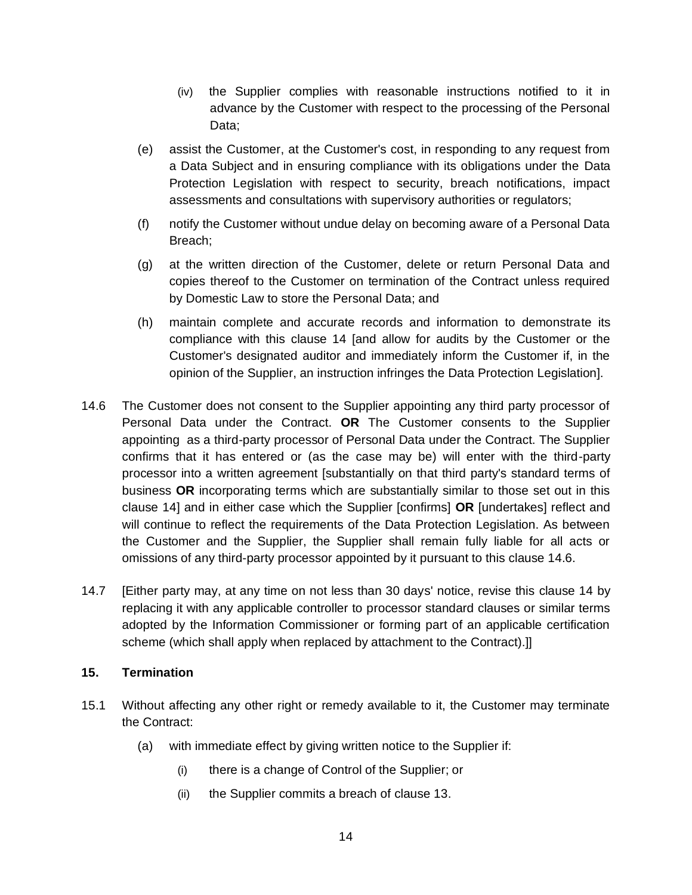(iv) the Supplier complies with reasonable instructions notified to it in advance by the Customer with respect to the processing of the Personal Data;

(e) assist the Customer, at the Customer's cost, in responding to any request from a Data Subject and in ensuring compliance with its obligations under the Data Protection Legislation with respect to security, breach notifications, impact assessments and consultations with supervisory authorities or regulators;

(f) notify the Customer without undue delay on becoming aware of a Personal Data Breach;

(g) at the written direction of the Customer, delete or return Personal Data and copies thereof to the Customer on termination of the Contract unless required by Domestic Law to store the Personal Data; and

(h) maintain complete and accurate records and information to demonstrate its compliance with this clause 14 [and allow for audits by the Customer or the Customer's designated auditor and immediately inform the Customer if, in the opinion of the Supplier, an instruction infringes the Data Protection Legislation].

14.6 The Customer does not consent to the Supplier appointing any third party processor of Personal Data under the Contract. **OR** The Customer consents to the Supplier appointing as a third-party processor of Personal Data under the Contract. The Supplier confirms that it has entered or (as the case may be) will enter with the third-party processor into a written agreement [substantially on that third party's standard terms of business **OR** incorporating terms which are substantially similar to those set out in this clause 14] and in either case which the Supplier [confirms] **OR** [undertakes] reflect and will continue to reflect the requirements of the Data Protection Legislation. As between the Customer and the Supplier, the Supplier shall remain fully liable for all acts or omissions of any third-party processor appointed by it pursuant to this clause 14.6.

14.7 [Either party may, at any time on not less than 30 days' notice, revise this clause 14 by replacing it with any applicable controller to processor standard clauses or similar terms adopted by the Information Commissioner or forming part of an applicable certification scheme (which shall apply when replaced by attachment to the Contract).]]

## 15. Termination

15.1 Without affecting any other right or remedy available to it, the Customer may terminate the Contract:

(a) with immediate effect by giving written notice to the Supplier if:

(i) there is a change of Control of the Supplier; or

(ii) the Supplier commits a breach of clause 13.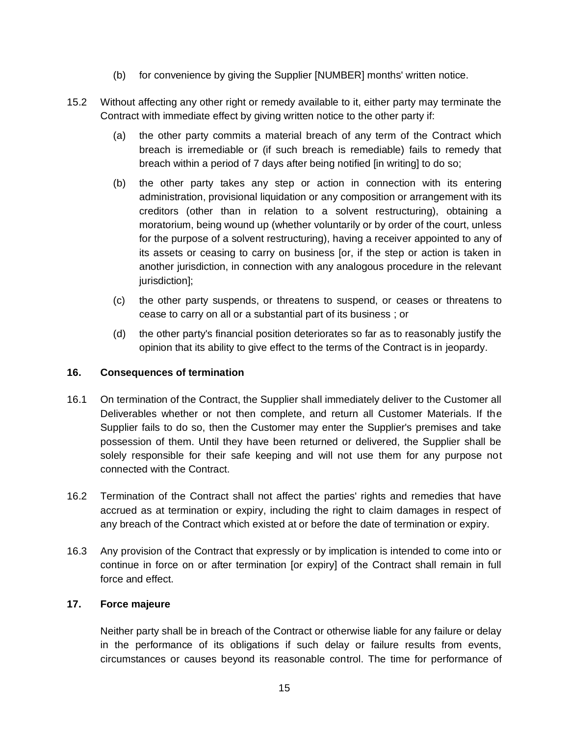(b) for convenience by giving the Supplier [NUMBER] months' written notice.

15.2 Without affecting any other right or remedy available to it, either party may terminate the Contract with immediate effect by giving written notice to the other party if:

(a) the other party commits a material breach of any term of the Contract which breach is irremediable or (if such breach is remediable) fails to remedy that breach within a period of 7 days after being notified [in writing] to do so;

(b) the other party takes any step or action in connection with its entering administration, provisional liquidation or any composition or arrangement with its creditors (other than in relation to a solvent restructuring), obtaining a moratorium, being wound up (whether voluntarily or by order of the court, unless for the purpose of a solvent restructuring), having a receiver appointed to any of its assets or ceasing to carry on business [or, if the step or action is taken in another jurisdiction, in connection with any analogous procedure in the relevant jurisdiction];

(c) the other party suspends, or threatens to suspend, or ceases or threatens to cease to carry on all or a substantial part of its business ; or

(d) the other party's financial position deteriorates so far as to reasonably justify the opinion that its ability to give effect to the terms of the Contract is in jeopardy.

**16. Consequences of termination**

16.1 On termination of the Contract, the Supplier shall immediately deliver to the Customer all Deliverables whether or not then complete, and return all Customer Materials. If the Supplier fails to do so, then the Customer may enter the Supplier's premises and take possession of them. Until they have been returned or delivered, the Supplier shall be solely responsible for their safe keeping and will not use them for any purpose not connected with the Contract.

16.2 Termination of the Contract shall not affect the parties' rights and remedies that have accrued as at termination or expiry, including the right to claim damages in respect of any breach of the Contract which existed at or before the date of termination or expiry.

16.3 Any provision of the Contract that expressly or by implication is intended to come into or continue in force on or after termination [or expiry] of the Contract shall remain in full force and effect.

**17. Force majeure**

Neither party shall be in breach of the Contract or otherwise liable for any failure or delay in the performance of its obligations if such delay or failure results from events, circumstances or causes beyond its reasonable control. The time for performance of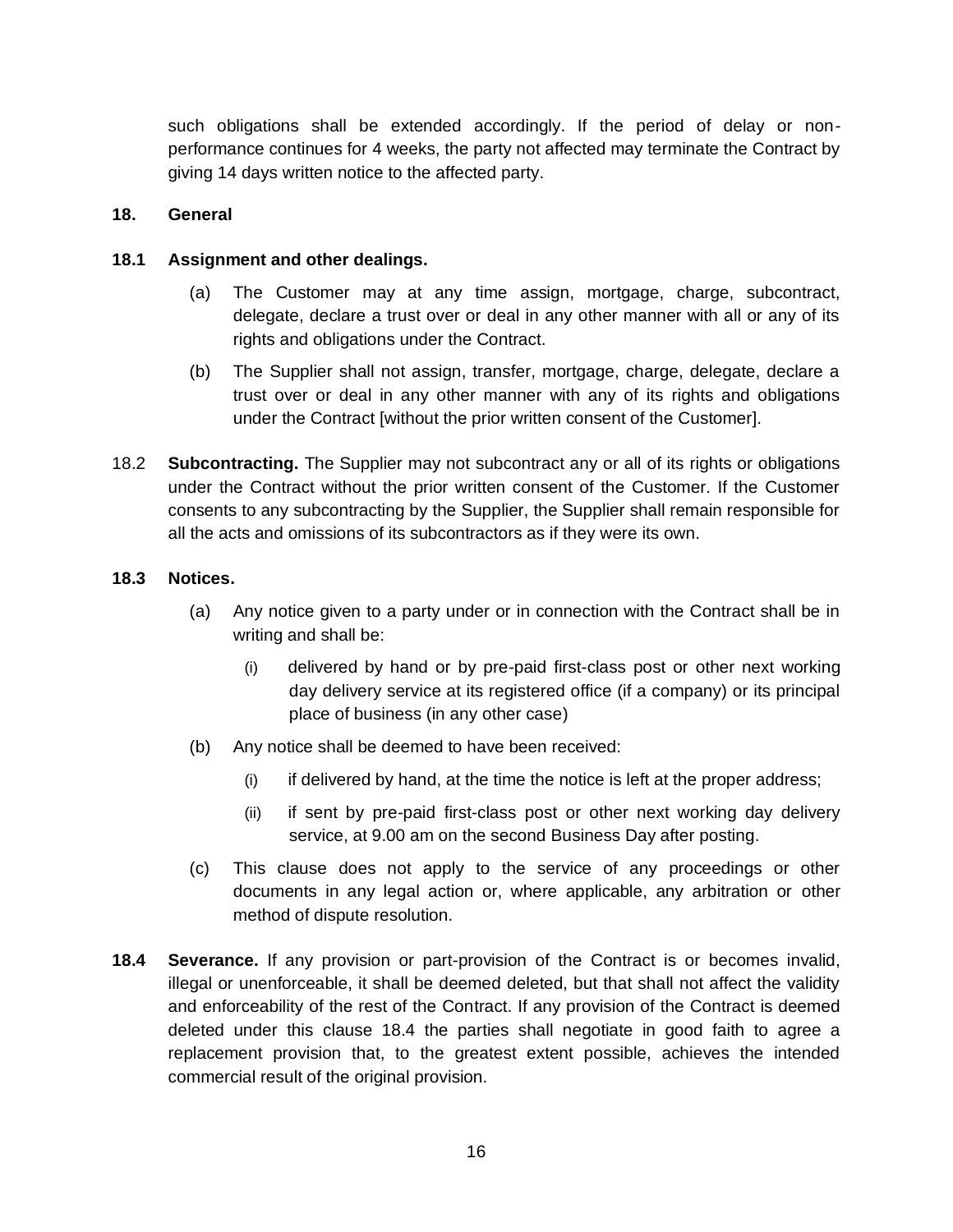such obligations shall be extended accordingly. If the period of delay or non-performance continues for 4 weeks, the party not affected may terminate the Contract by giving 14 days written notice to the affected party.

## 18. General

### 18.1 Assignment and other dealings.

(a) The Customer may at any time assign, mortgage, charge, subcontract, delegate, declare a trust over or deal in any other manner with all or any of its rights and obligations under the Contract.

(b) The Supplier shall not assign, transfer, mortgage, charge, delegate, declare a trust over or deal in any other manner with any of its rights and obligations under the Contract [without the prior written consent of the Customer].

18.2 **Subcontracting.** The Supplier may not subcontract any or all of its rights or obligations under the Contract without the prior written consent of the Customer. If the Customer consents to any subcontracting by the Supplier, the Supplier shall remain responsible for all the acts and omissions of its subcontractors as if they were its own.

### 18.3 Notices.

(a) Any notice given to a party under or in connection with the Contract shall be in writing and shall be:

(i) delivered by hand or by pre-paid first-class post or other next working day delivery service at its registered office (if a company) or its principal place of business (in any other case)

(b) Any notice shall be deemed to have been received:

(i) if delivered by hand, at the time the notice is left at the proper address;

(ii) if sent by pre-paid first-class post or other next working day delivery service, at 9.00 am on the second Business Day after posting.

(c) This clause does not apply to the service of any proceedings or other documents in any legal action or, where applicable, any arbitration or other method of dispute resolution.

**18.4 Severance.** If any provision or part-provision of the Contract is or becomes invalid, illegal or unenforceable, it shall be deemed deleted, but that shall not affect the validity and enforceability of the rest of the Contract. If any provision of the Contract is deemed deleted under this clause 18.4 the parties shall negotiate in good faith to agree a replacement provision that, to the greatest extent possible, achieves the intended commercial result of the original provision.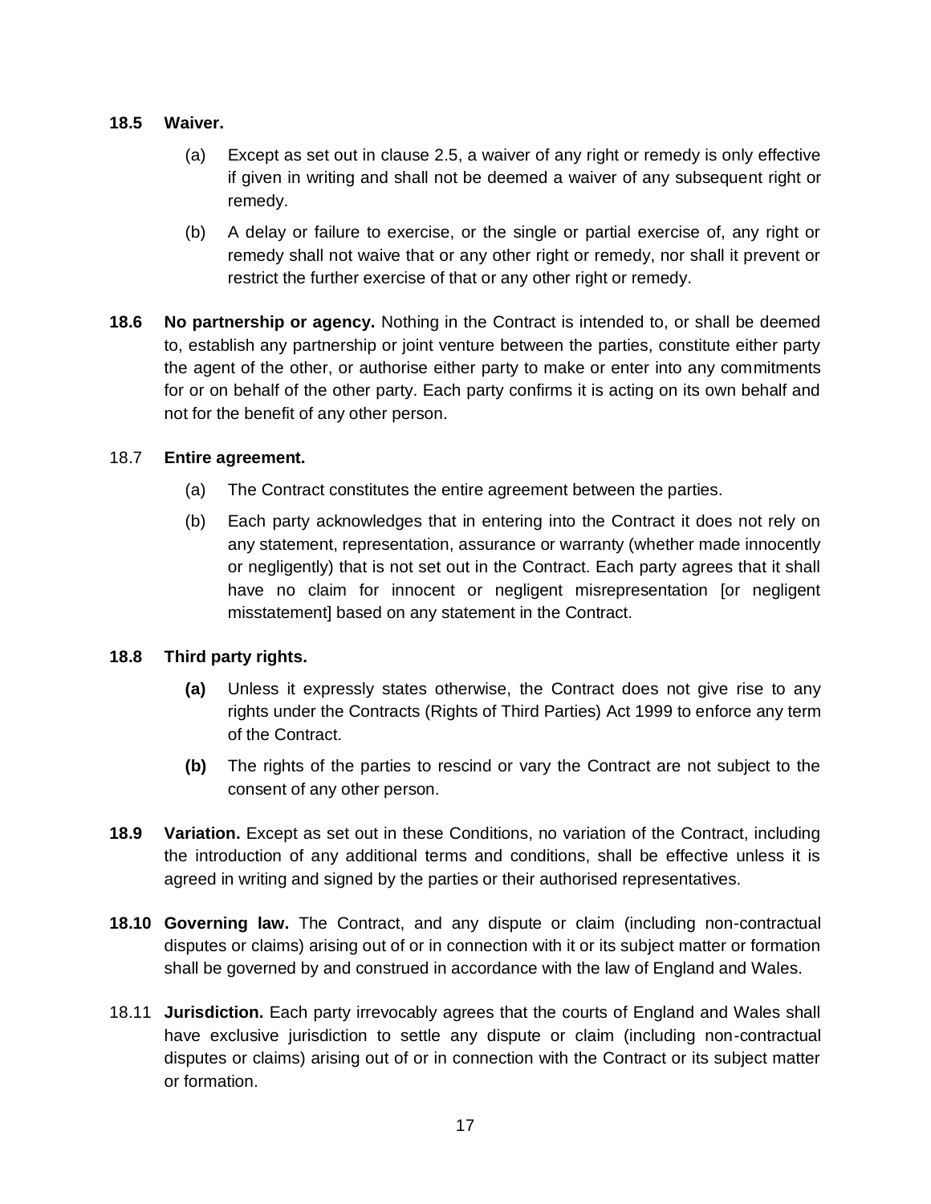**18.5 Waiver.**

(a) Except as set out in clause 2.5, a waiver of any right or remedy is only effective if given in writing and shall not be deemed a waiver of any subsequent right or remedy.

(b) A delay or failure to exercise, or the single or partial exercise of, any right or remedy shall not waive that or any other right or remedy, nor shall it prevent or restrict the further exercise of that or any other right or remedy.

**18.6 No partnership or agency.** Nothing in the Contract is intended to, or shall be deemed to, establish any partnership or joint venture between the parties, constitute either party the agent of the other, or authorise either party to make or enter into any commitments for or on behalf of the other party. Each party confirms it is acting on its own behalf and not for the benefit of any other person.

18.7 **Entire agreement.**

(a) The Contract constitutes the entire agreement between the parties.

(b) Each party acknowledges that in entering into the Contract it does not rely on any statement, representation, assurance or warranty (whether made innocently or negligently) that is not set out in the Contract. Each party agrees that it shall have no claim for innocent or negligent misrepresentation [or negligent misstatement] based on any statement in the Contract.

**18.8 Third party rights.**

**(a)** Unless it expressly states otherwise, the Contract does not give rise to any rights under the Contracts (Rights of Third Parties) Act 1999 to enforce any term of the Contract.

**(b)** The rights of the parties to rescind or vary the Contract are not subject to the consent of any other person.

**18.9 Variation.** Except as set out in these Conditions, no variation of the Contract, including the introduction of any additional terms and conditions, shall be effective unless it is agreed in writing and signed by the parties or their authorised representatives.

**18.10 Governing law.** The Contract, and any dispute or claim (including non-contractual disputes or claims) arising out of or in connection with it or its subject matter or formation shall be governed by and construed in accordance with the law of England and Wales.

18.11 **Jurisdiction.** Each party irrevocably agrees that the courts of England and Wales shall have exclusive jurisdiction to settle any dispute or claim (including non-contractual disputes or claims) arising out of or in connection with the Contract or its subject matter or formation.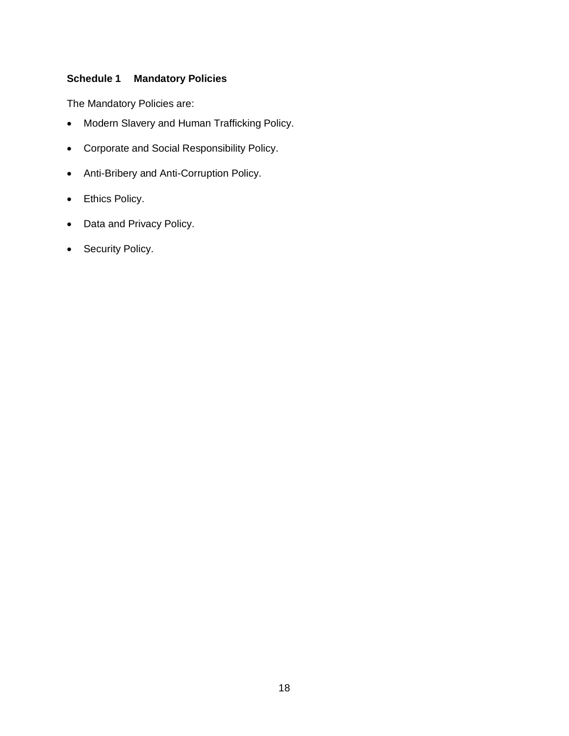## Schedule 1 Mandatory Policies

The Mandatory Policies are:

- Modern Slavery and Human Trafficking Policy.
- Corporate and Social Responsibility Policy.
- Anti-Bribery and Anti-Corruption Policy.
- Ethics Policy.
- Data and Privacy Policy.
- Security Policy.